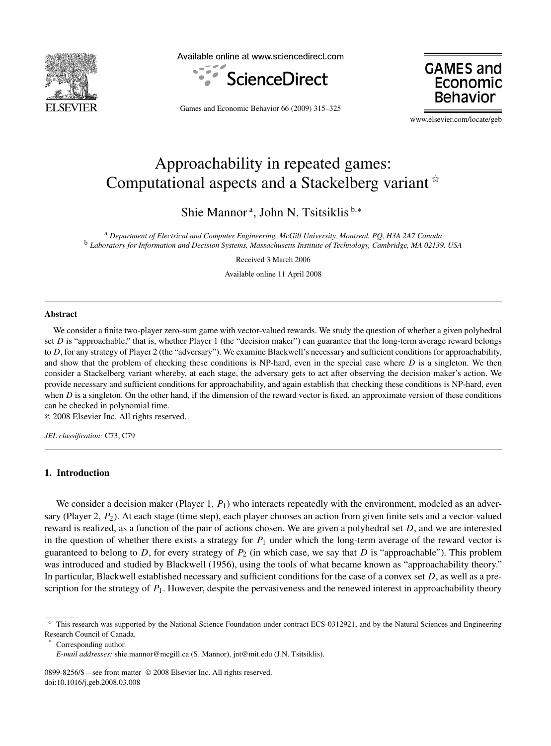# Approachability in repeated games: Computational aspects and a Stackelberg variant ☆

Shie Mannor [a], John N. Tsitsiklis [b,*]

[a] *Department of Electrical and Computer Engineering, McGill University, Montreal, PQ, H3A 2A7 Canada*
[b] *Laboratory for Information and Decision Systems, Massachusetts Institute of Technology, Cambridge, MA 02139, USA*

Received 3 March 2006

Available online 11 April 2008

---

**Abstract**

We consider a finite two-player zero-sum game with vector-valued rewards. We study the question of whether a given polyhedral set $D$ is "approachable," that is, whether Player 1 (the "decision maker") can guarantee that the long-term average reward belongs to $D$, for any strategy of Player 2 (the "adversary"). We examine Blackwell's necessary and sufficient conditions for approachability, and show that the problem of checking these conditions is NP-hard, even in the special case where $D$ is a singleton. We then consider a Stackelberg variant whereby, at each stage, the adversary gets to act after observing the decision maker's action. We provide necessary and sufficient conditions for approachability, and again establish that checking these conditions is NP-hard, even when $D$ is a singleton. On the other hand, if the dimension of the reward vector is fixed, an approximate version of these conditions can be checked in polynomial time.

© 2008 Elsevier Inc. All rights reserved.

*JEL classification:* C73; C79

---

## 1. Introduction

We consider a decision maker (Player 1, $P_1$) who interacts repeatedly with the environment, modeled as an adversary (Player 2, $P_2$). At each stage (time step), each player chooses an action from given finite sets and a vector-valued reward is realized, as a function of the pair of actions chosen. We are given a polyhedral set $D$, and we are interested in the question of whether there exists a strategy for $P_1$ under which the long-term average of the reward vector is guaranteed to belong to $D$, for every strategy of $P_2$ (in which case, we say that $D$ is "approachable"). This problem was introduced and studied by Blackwell (1956), using the tools of what became known as "approachability theory." In particular, Blackwell established necessary and sufficient conditions for the case of a convex set $D$, as well as a prescription for the strategy of $P_1$. However, despite the pervasiveness and the renewed interest in approachability theory

---

☆ This research was supported by the National Science Foundation under contract ECS-0312921, and by the Natural Sciences and Engineering Research Council of Canada.

\* Corresponding author.

*E-mail addresses:* shie.mannor@mcgill.ca (S. Mannor), jnt@mit.edu (J.N. Tsitsiklis).

0899-8256/$ – see front matter © 2008 Elsevier Inc. All rights reserved.
doi:10.1016/j.geb.2008.03.008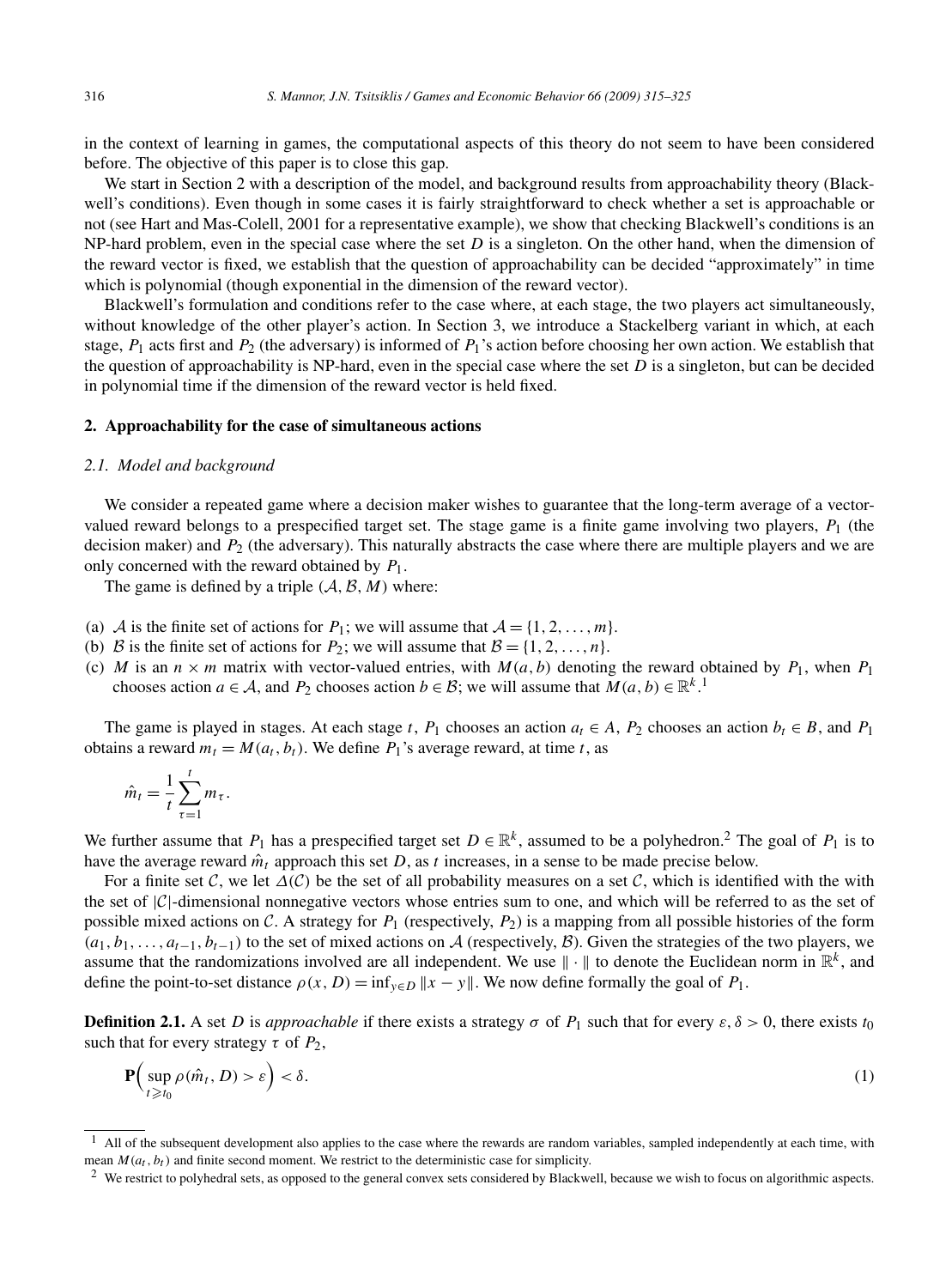in the context of learning in games, the computational aspects of this theory do not seem to have been considered before. The objective of this paper is to close this gap.

We start in Section 2 with a description of the model, and background results from approachability theory (Blackwell's conditions). Even though in some cases it is fairly straightforward to check whether a set is approachable or not (see Hart and Mas-Colell, 2001 for a representative example), we show that checking Blackwell's conditions is an NP-hard problem, even in the special case where the set $D$ is a singleton. On the other hand, when the dimension of the reward vector is fixed, we establish that the question of approachability can be decided "approximately" in time which is polynomial (though exponential in the dimension of the reward vector).

Blackwell's formulation and conditions refer to the case where, at each stage, the two players act simultaneously, without knowledge of the other player's action. In Section 3, we introduce a Stackelberg variant in which, at each stage, $P_1$ acts first and $P_2$ (the adversary) is informed of $P_1$'s action before choosing her own action. We establish that the question of approachability is NP-hard, even in the special case where the set $D$ is a singleton, but can be decided in polynomial time if the dimension of the reward vector is held fixed.

## 2. Approachability for the case of simultaneous actions

### *2.1. Model and background*

We consider a repeated game where a decision maker wishes to guarantee that the long-term average of a vector-valued reward belongs to a prespecified target set. The stage game is a finite game involving two players, $P_1$ (the decision maker) and $P_2$ (the adversary). This naturally abstracts the case where there are multiple players and we are only concerned with the reward obtained by $P_1$.

The game is defined by a triple $(\mathcal{A}, \mathcal{B}, M)$ where:

(a) $\mathcal{A}$ is the finite set of actions for $P_1$; we will assume that $\mathcal{A} = \{1, 2, \ldots, m\}$.
(b) $\mathcal{B}$ is the finite set of actions for $P_2$; we will assume that $\mathcal{B} = \{1, 2, \ldots, n\}$.
(c) $M$ is an $n \times m$ matrix with vector-valued entries, with $M(a, b)$ denoting the reward obtained by $P_1$, when $P_1$ chooses action $a \in \mathcal{A}$, and $P_2$ chooses action $b \in \mathcal{B}$; we will assume that $M(a, b) \in \mathbb{R}^k$.[1]

The game is played in stages. At each stage $t$, $P_1$ chooses an action $a_t \in A$, $P_2$ chooses an action $b_t \in B$, and $P_1$ obtains a reward $m_t = M(a_t, b_t)$. We define $P_1$'s average reward, at time $t$, as

$$\hat{m}_t = \frac{1}{t} \sum_{\tau=1}^{t} m_\tau.$$

We further assume that $P_1$ has a prespecified target set $D \in \mathbb{R}^k$, assumed to be a polyhedron.[2] The goal of $P_1$ is to have the average reward $\hat{m}_t$ approach this set $D$, as $t$ increases, in a sense to be made precise below.

For a finite set $\mathcal{C}$, we let $\Delta(\mathcal{C})$ be the set of all probability measures on a set $\mathcal{C}$, which is identified with the with the set of $|\mathcal{C}|$-dimensional nonnegative vectors whose entries sum to one, and which will be referred to as the set of possible mixed actions on $\mathcal{C}$. A strategy for $P_1$ (respectively, $P_2$) is a mapping from all possible histories of the form $(a_1, b_1, \ldots, a_{t-1}, b_{t-1})$ to the set of mixed actions on $\mathcal{A}$ (respectively, $\mathcal{B}$). Given the strategies of the two players, we assume that the randomizations involved are all independent. We use $\|\cdot\|$ to denote the Euclidean norm in $\mathbb{R}^k$, and define the point-to-set distance $\rho(x, D) = \inf_{y \in D} \|x - y\|$. We now define formally the goal of $P_1$.

**Definition 2.1.** A set $D$ is *approachable* if there exists a strategy $\sigma$ of $P_1$ such that for every $\varepsilon, \delta > 0$, there exists $t_0$ such that for every strategy $\tau$ of $P_2$,

$$\mathbf{P}\Big( \sup_{t \geqslant t_0} \rho(\hat{m}_t, D) > \varepsilon \Big) < \delta. \tag{1}$$

---

[1] All of the subsequent development also applies to the case where the rewards are random variables, sampled independently at each time, with mean $M(a_t, b_t)$ and finite second moment. We restrict to the deterministic case for simplicity.

[2] We restrict to polyhedral sets, as opposed to the general convex sets considered by Blackwell, because we wish to focus on algorithmic aspects.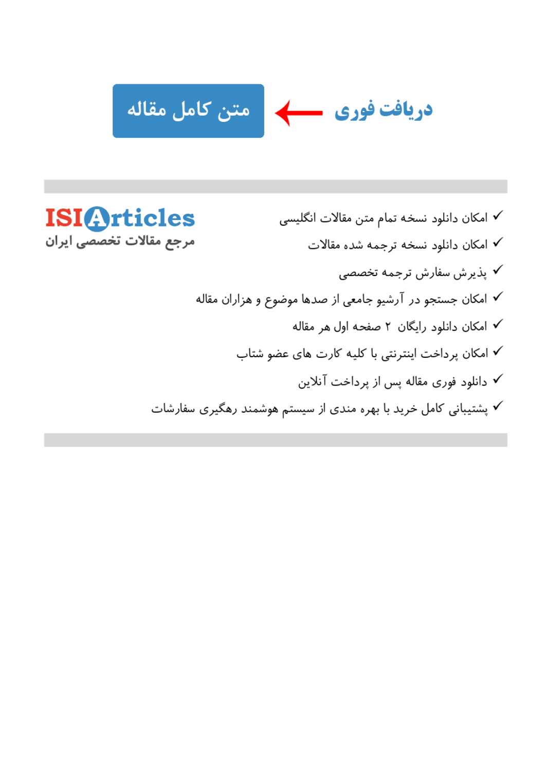دریافت فوری ← متن کامل مقاله

**ISIArticles**
مرجع مقالات تخصصی ایران

- ✓ امکان دانلود نسخه تمام متن مقالات انگلیسی
- ✓ امکان دانلود نسخه ترجمه شده مقالات
- ✓ پذیرش سفارش ترجمه تخصصی
- ✓ امکان جستجو در آرشیو جامعی از صدها موضوع و هزاران مقاله
- ✓ امکان دانلود رایگان ۲ صفحه اول هر مقاله
- ✓ امکان پرداخت اینترنتی با کلیه کارت های عضو شتاب
- ✓ دانلود فوری مقاله پس از پرداخت آنلاین
- ✓ پشتیبانی کامل خرید با بهره مندی از سیستم هوشمند رهگیری سفارشات